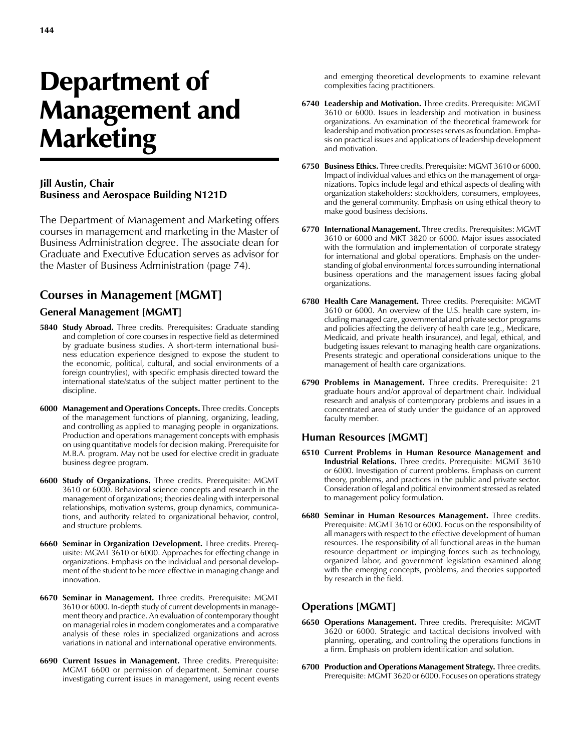# Department of Management and Marketing

**Jill Austin, Chair**
**Business and Aerospace Building N121D**

The Department of Management and Marketing offers courses in management and marketing in the Master of Business Administration degree. The associate dean for Graduate and Executive Education serves as advisor for the Master of Business Administration (page 74).

## Courses in Management [MGMT]

### General Management [MGMT]

**5840 Study Abroad.** Three credits. Prerequisites: Graduate standing and completion of core courses in respective field as determined by graduate business studies. A short-term international business education experience designed to expose the student to the economic, political, cultural, and social environments of a foreign country(ies), with specific emphasis directed toward the international state/status of the subject matter pertinent to the discipline.

**6000 Management and Operations Concepts.** Three credits. Concepts of the management functions of planning, organizing, leading, and controlling as applied to managing people in organizations. Production and operations management concepts with emphasis on using quantitative models for decision making. Prerequisite for M.B.A. program. May not be used for elective credit in graduate business degree program.

**6600 Study of Organizations.** Three credits. Prerequisite: MGMT 3610 or 6000. Behavioral science concepts and research in the management of organizations; theories dealing with interpersonal relationships, motivation systems, group dynamics, communications, and authority related to organizational behavior, control, and structure problems.

**6660 Seminar in Organization Development.** Three credits. Prerequisite: MGMT 3610 or 6000. Approaches for effecting change in organizations. Emphasis on the individual and personal development of the student to be more effective in managing change and innovation.

**6670 Seminar in Management.** Three credits. Prerequisite: MGMT 3610 or 6000. In-depth study of current developments in management theory and practice. An evaluation of contemporary thought on managerial roles in modern conglomerates and a comparative analysis of these roles in specialized organizations and across variations in national and international operative environments.

**6690 Current Issues in Management.** Three credits. Prerequisite: MGMT 6600 or permission of department. Seminar course investigating current issues in management, using recent events and emerging theoretical developments to examine relevant complexities facing practitioners.

**6740 Leadership and Motivation.** Three credits. Prerequisite: MGMT 3610 or 6000. Issues in leadership and motivation in business organizations. An examination of the theoretical framework for leadership and motivation processes serves as foundation. Emphasis on practical issues and applications of leadership development and motivation.

**6750 Business Ethics.** Three credits. Prerequisite: MGMT 3610 or 6000. Impact of individual values and ethics on the management of organizations. Topics include legal and ethical aspects of dealing with organization stakeholders: stockholders, consumers, employees, and the general community. Emphasis on using ethical theory to make good business decisions.

**6770 International Management.** Three credits. Prerequisites: MGMT 3610 or 6000 and MKT 3820 or 6000. Major issues associated with the formulation and implementation of corporate strategy for international and global operations. Emphasis on the understanding of global environmental forces surrounding international business operations and the management issues facing global organizations.

**6780 Health Care Management.** Three credits. Prerequisite: MGMT 3610 or 6000. An overview of the U.S. health care system, including managed care, governmental and private sector programs and policies affecting the delivery of health care (e.g., Medicare, Medicaid, and private health insurance), and legal, ethical, and budgeting issues relevant to managing health care organizations. Presents strategic and operational considerations unique to the management of health care organizations.

**6790 Problems in Management.** Three credits. Prerequisite: 21 graduate hours and/or approval of department chair. Individual research and analysis of contemporary problems and issues in a concentrated area of study under the guidance of an approved faculty member.

### Human Resources [MGMT]

**6510 Current Problems in Human Resource Management and Industrial Relations.** Three credits. Prerequisite: MGMT 3610 or 6000. Investigation of current problems. Emphasis on current theory, problems, and practices in the public and private sector. Consideration of legal and political environment stressed as related to management policy formulation.

**6680 Seminar in Human Resources Management.** Three credits. Prerequisite: MGMT 3610 or 6000. Focus on the responsibility of all managers with respect to the effective development of human resources. The responsibility of all functional areas in the human resource department or impinging forces such as technology, organized labor, and government legislation examined along with the emerging concepts, problems, and theories supported by research in the field.

### Operations [MGMT]

**6650 Operations Management.** Three credits. Prerequisite: MGMT 3620 or 6000. Strategic and tactical decisions involved with planning, operating, and controlling the operations functions in a firm. Emphasis on problem identification and solution.

**6700 Production and Operations Management Strategy.** Three credits. Prerequisite: MGMT 3620 or 6000. Focuses on operations strategy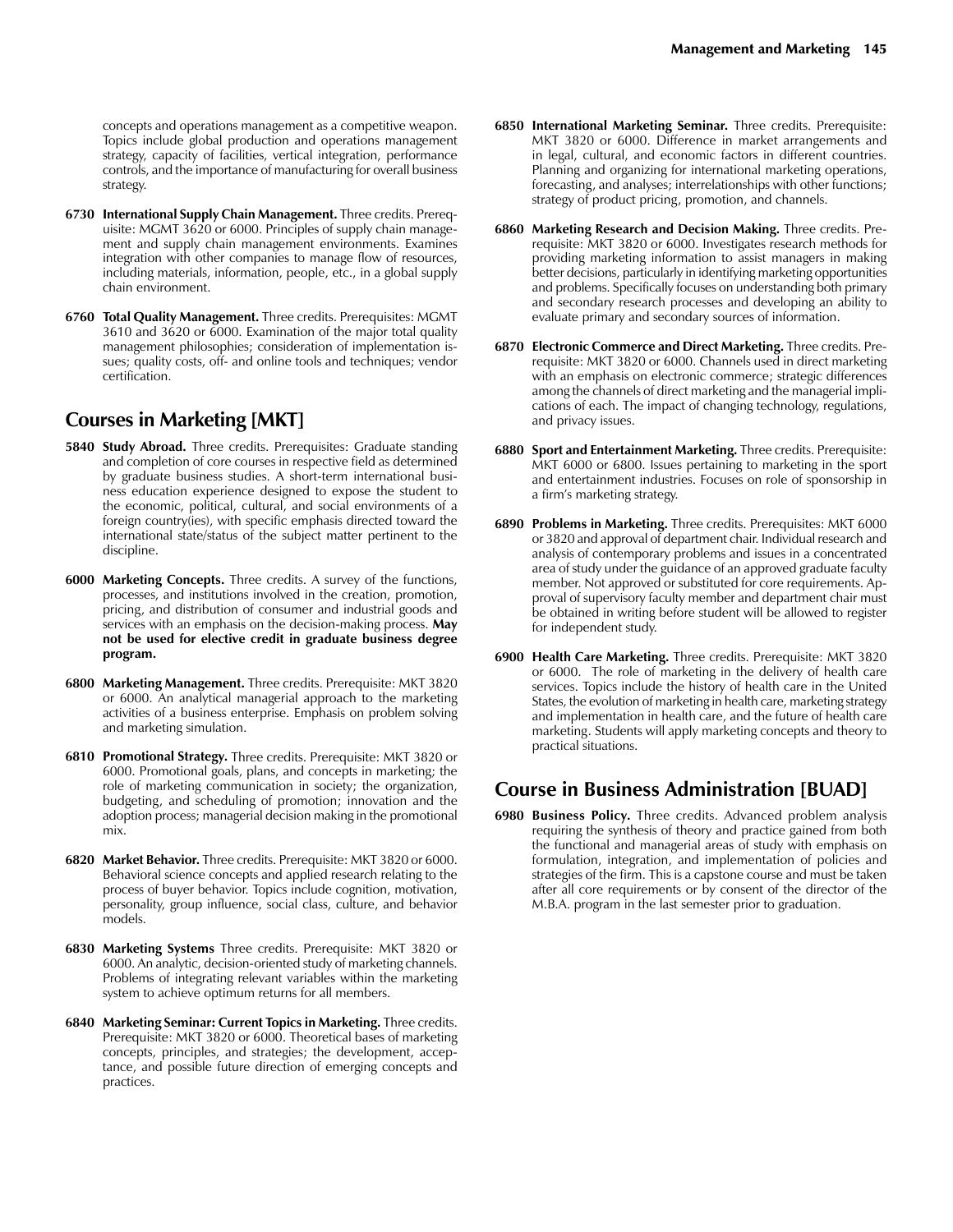concepts and operations management as a competitive weapon. Topics include global production and operations management strategy, capacity of facilities, vertical integration, performance controls, and the importance of manufacturing for overall business strategy.

**6730 International Supply Chain Management.** Three credits. Prerequisite: MGMT 3620 or 6000. Principles of supply chain management and supply chain management environments. Examines integration with other companies to manage flow of resources, including materials, information, people, etc., in a global supply chain environment.

**6760 Total Quality Management.** Three credits. Prerequisites: MGMT 3610 and 3620 or 6000. Examination of the major total quality management philosophies; consideration of implementation issues; quality costs, off- and online tools and techniques; vendor certification.

## Courses in Marketing [MKT]

**5840 Study Abroad.** Three credits. Prerequisites: Graduate standing and completion of core courses in respective field as determined by graduate business studies. A short-term international business education experience designed to expose the student to the economic, political, cultural, and social environments of a foreign country(ies), with specific emphasis directed toward the international state/status of the subject matter pertinent to the discipline.

**6000 Marketing Concepts.** Three credits. A survey of the functions, processes, and institutions involved in the creation, promotion, pricing, and distribution of consumer and industrial goods and services with an emphasis on the decision-making process. **May not be used for elective credit in graduate business degree program.**

**6800 Marketing Management.** Three credits. Prerequisite: MKT 3820 or 6000. An analytical managerial approach to the marketing activities of a business enterprise. Emphasis on problem solving and marketing simulation.

**6810 Promotional Strategy.** Three credits. Prerequisite: MKT 3820 or 6000. Promotional goals, plans, and concepts in marketing; the role of marketing communication in society; the organization, budgeting, and scheduling of promotion; innovation and the adoption process; managerial decision making in the promotional mix.

**6820 Market Behavior.** Three credits. Prerequisite: MKT 3820 or 6000. Behavioral science concepts and applied research relating to the process of buyer behavior. Topics include cognition, motivation, personality, group influence, social class, culture, and behavior models.

**6830 Marketing Systems** Three credits. Prerequisite: MKT 3820 or 6000. An analytic, decision-oriented study of marketing channels. Problems of integrating relevant variables within the marketing system to achieve optimum returns for all members.

**6840 Marketing Seminar: Current Topics in Marketing.** Three credits. Prerequisite: MKT 3820 or 6000. Theoretical bases of marketing concepts, principles, and strategies; the development, acceptance, and possible future direction of emerging concepts and practices.

**6850 International Marketing Seminar.** Three credits. Prerequisite: MKT 3820 or 6000. Difference in market arrangements and in legal, cultural, and economic factors in different countries. Planning and organizing for international marketing operations, forecasting, and analyses; interrelationships with other functions; strategy of product pricing, promotion, and channels.

**6860 Marketing Research and Decision Making.** Three credits. Prerequisite: MKT 3820 or 6000. Investigates research methods for providing marketing information to assist managers in making better decisions, particularly in identifying marketing opportunities and problems. Specifically focuses on understanding both primary and secondary research processes and developing an ability to evaluate primary and secondary sources of information.

**6870 Electronic Commerce and Direct Marketing.** Three credits. Prerequisite: MKT 3820 or 6000. Channels used in direct marketing with an emphasis on electronic commerce; strategic differences among the channels of direct marketing and the managerial implications of each. The impact of changing technology, regulations, and privacy issues.

**6880 Sport and Entertainment Marketing.** Three credits. Prerequisite: MKT 6000 or 6800. Issues pertaining to marketing in the sport and entertainment industries. Focuses on role of sponsorship in a firm's marketing strategy.

**6890 Problems in Marketing.** Three credits. Prerequisites: MKT 6000 or 3820 and approval of department chair. Individual research and analysis of contemporary problems and issues in a concentrated area of study under the guidance of an approved graduate faculty member. Not approved or substituted for core requirements. Approval of supervisory faculty member and department chair must be obtained in writing before student will be allowed to register for independent study.

**6900 Health Care Marketing.** Three credits. Prerequisite: MKT 3820 or 6000. The role of marketing in the delivery of health care services. Topics include the history of health care in the United States, the evolution of marketing in health care, marketing strategy and implementation in health care, and the future of health care marketing. Students will apply marketing concepts and theory to practical situations.

## Course in Business Administration [BUAD]

**6980 Business Policy.** Three credits. Advanced problem analysis requiring the synthesis of theory and practice gained from both the functional and managerial areas of study with emphasis on formulation, integration, and implementation of policies and strategies of the firm. This is a capstone course and must be taken after all core requirements or by consent of the director of the M.B.A. program in the last semester prior to graduation.